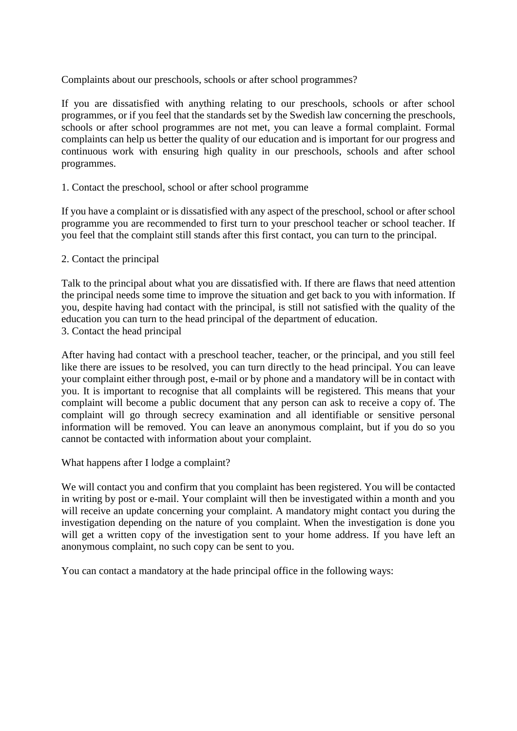# Complaints about our preschools, schools or after school programmes?

If you are dissatisfied with anything relating to our preschools, schools or after school programmes, or if you feel that the standards set by the Swedish law concerning the preschools, schools or after school programmes are not met, you can leave a formal complaint. Formal complaints can help us better the quality of our education and is important for our progress and continuous work with ensuring high quality in our preschools, schools and after school programmes.

## 1. Contact the preschool, school or after school programme

If you have a complaint or is dissatisfied with any aspect of the preschool, school or after school programme you are recommended to first turn to your preschool teacher or school teacher. If you feel that the complaint still stands after this first contact, you can turn to the principal.

## 2. Contact the principal

Talk to the principal about what you are dissatisfied with. If there are flaws that need attention the principal needs some time to improve the situation and get back to you with information. If you, despite having had contact with the principal, is still not satisfied with the quality of the education you can turn to the head principal of the department of education.

## 3. Contact the head principal

After having had contact with a preschool teacher, teacher, or the principal, and you still feel like there are issues to be resolved, you can turn directly to the head principal. You can leave your complaint either through post, e-mail or by phone and a mandatory will be in contact with you. It is important to recognise that all complaints will be registered. This means that your complaint will become a public document that any person can ask to receive a copy of. The complaint will go through secrecy examination and all identifiable or sensitive personal information will be removed. You can leave an anonymous complaint, but if you do so you cannot be contacted with information about your complaint.

## What happens after I lodge a complaint?

We will contact you and confirm that you complaint has been registered. You will be contacted in writing by post or e-mail. Your complaint will then be investigated within a month and you will receive an update concerning your complaint. A mandatory might contact you during the investigation depending on the nature of you complaint. When the investigation is done you will get a written copy of the investigation sent to your home address. If you have left an anonymous complaint, no such copy can be sent to you.

You can contact a mandatory at the hade principal office in the following ways: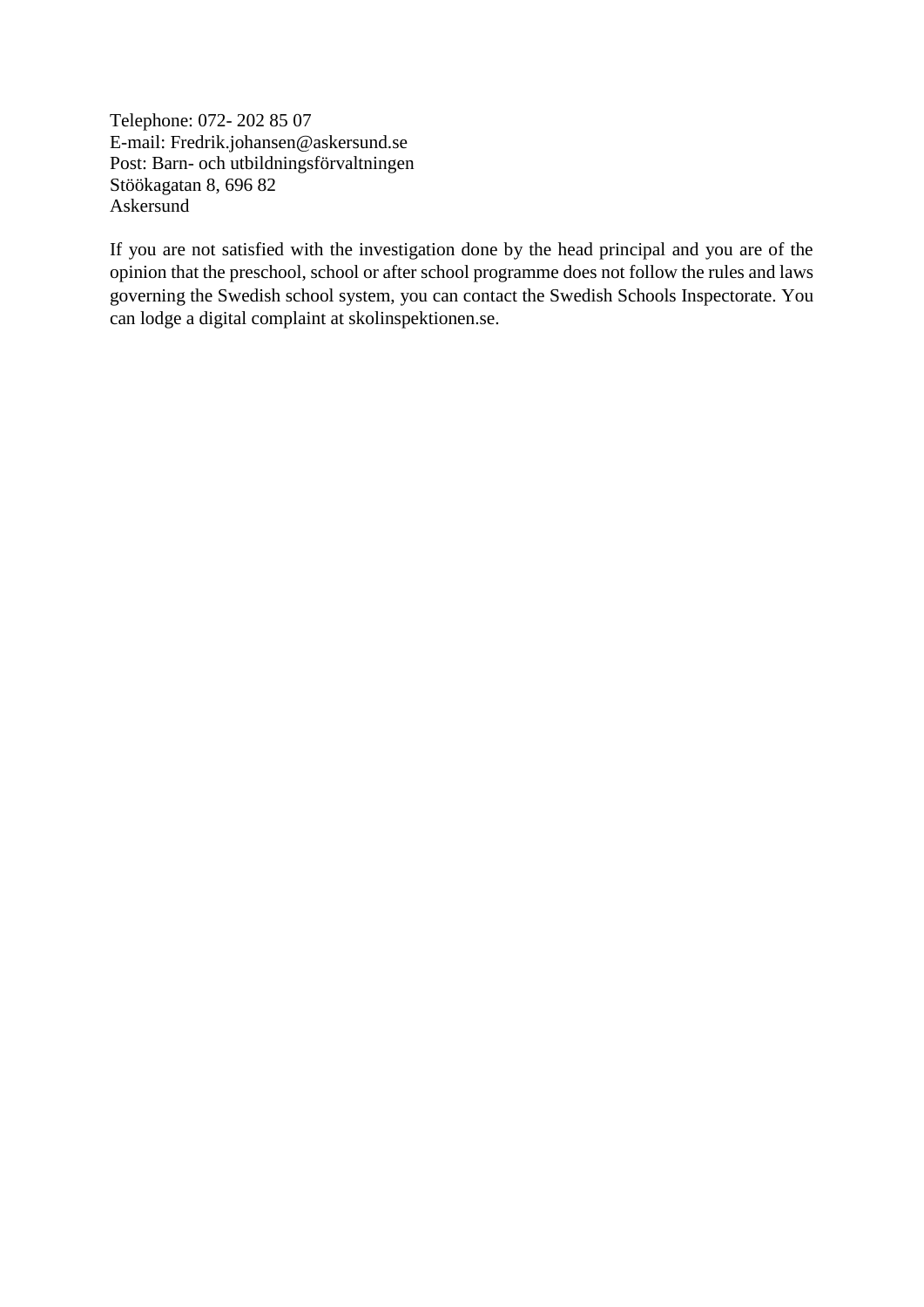Telephone: 072- 202 85 07
E-mail: Fredrik.johansen@askersund.se
Post: Barn- och utbildningsförvaltningen
Stöökagatan 8, 696 82
Askersund

If you are not satisfied with the investigation done by the head principal and you are of the opinion that the preschool, school or after school programme does not follow the rules and laws governing the Swedish school system, you can contact the Swedish Schools Inspectorate. You can lodge a digital complaint at skolinspektionen.se.